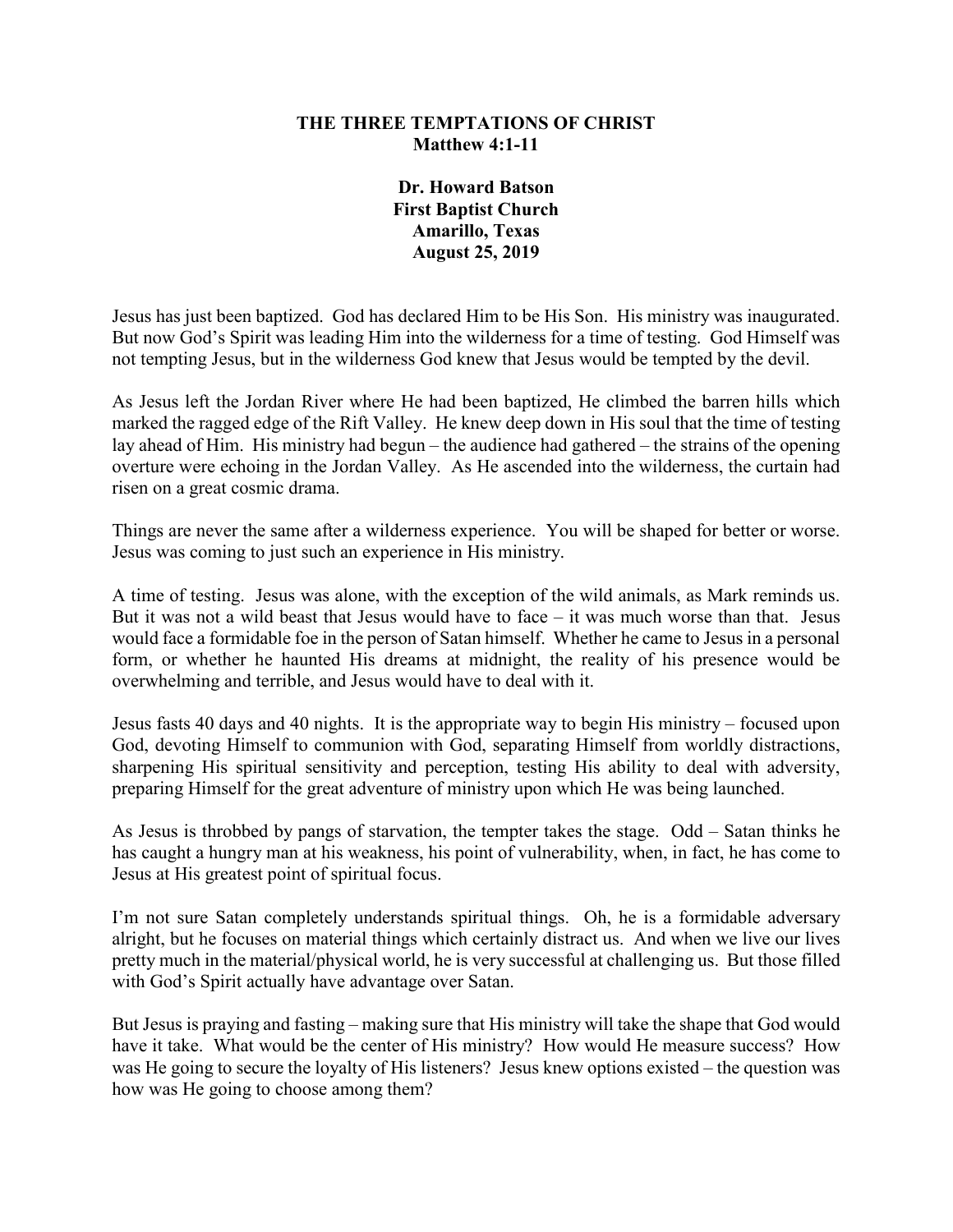# THE THREE TEMPTATIONS OF CHRIST
## Matthew 4:1-11

**Dr. Howard Batson**
**First Baptist Church**
**Amarillo, Texas**
**August 25, 2019**

Jesus has just been baptized. God has declared Him to be His Son. His ministry was inaugurated. But now God's Spirit was leading Him into the wilderness for a time of testing. God Himself was not tempting Jesus, but in the wilderness God knew that Jesus would be tempted by the devil.

As Jesus left the Jordan River where He had been baptized, He climbed the barren hills which marked the ragged edge of the Rift Valley. He knew deep down in His soul that the time of testing lay ahead of Him. His ministry had begun – the audience had gathered – the strains of the opening overture were echoing in the Jordan Valley. As He ascended into the wilderness, the curtain had risen on a great cosmic drama.

Things are never the same after a wilderness experience. You will be shaped for better or worse. Jesus was coming to just such an experience in His ministry.

A time of testing. Jesus was alone, with the exception of the wild animals, as Mark reminds us. But it was not a wild beast that Jesus would have to face – it was much worse than that. Jesus would face a formidable foe in the person of Satan himself. Whether he came to Jesus in a personal form, or whether he haunted His dreams at midnight, the reality of his presence would be overwhelming and terrible, and Jesus would have to deal with it.

Jesus fasts 40 days and 40 nights. It is the appropriate way to begin His ministry – focused upon God, devoting Himself to communion with God, separating Himself from worldly distractions, sharpening His spiritual sensitivity and perception, testing His ability to deal with adversity, preparing Himself for the great adventure of ministry upon which He was being launched.

As Jesus is throbbed by pangs of starvation, the tempter takes the stage. Odd – Satan thinks he has caught a hungry man at his weakness, his point of vulnerability, when, in fact, he has come to Jesus at His greatest point of spiritual focus.

I'm not sure Satan completely understands spiritual things. Oh, he is a formidable adversary alright, but he focuses on material things which certainly distract us. And when we live our lives pretty much in the material/physical world, he is very successful at challenging us. But those filled with God's Spirit actually have advantage over Satan.

But Jesus is praying and fasting – making sure that His ministry will take the shape that God would have it take. What would be the center of His ministry? How would He measure success? How was He going to secure the loyalty of His listeners? Jesus knew options existed – the question was how was He going to choose among them?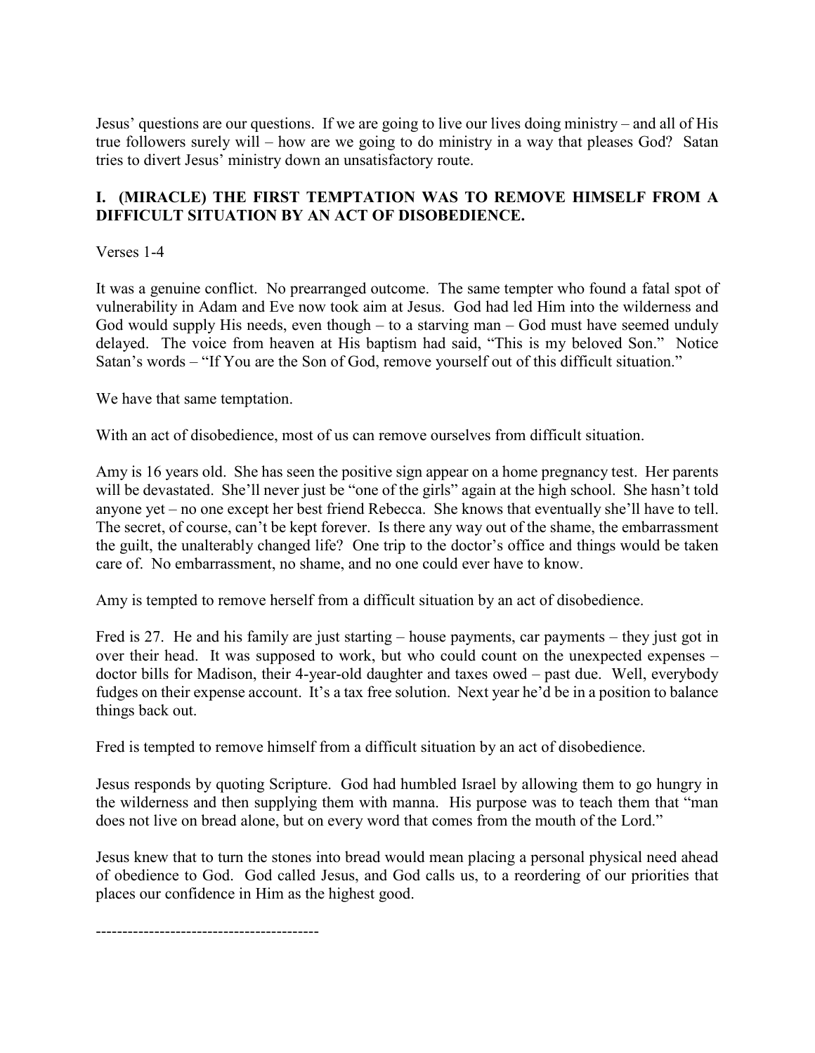Jesus' questions are our questions. If we are going to live our lives doing ministry – and all of His true followers surely will – how are we going to do ministry in a way that pleases God? Satan tries to divert Jesus' ministry down an unsatisfactory route.

## I. (MIRACLE) THE FIRST TEMPTATION WAS TO REMOVE HIMSELF FROM A DIFFICULT SITUATION BY AN ACT OF DISOBEDIENCE.

Verses 1-4

It was a genuine conflict. No prearranged outcome. The same tempter who found a fatal spot of vulnerability in Adam and Eve now took aim at Jesus. God had led Him into the wilderness and God would supply His needs, even though – to a starving man – God must have seemed unduly delayed. The voice from heaven at His baptism had said, "This is my beloved Son." Notice Satan's words – "If You are the Son of God, remove yourself out of this difficult situation."

We have that same temptation.

With an act of disobedience, most of us can remove ourselves from difficult situation.

Amy is 16 years old. She has seen the positive sign appear on a home pregnancy test. Her parents will be devastated. She'll never just be "one of the girls" again at the high school. She hasn't told anyone yet – no one except her best friend Rebecca. She knows that eventually she'll have to tell. The secret, of course, can't be kept forever. Is there any way out of the shame, the embarrassment the guilt, the unalterably changed life? One trip to the doctor's office and things would be taken care of. No embarrassment, no shame, and no one could ever have to know.

Amy is tempted to remove herself from a difficult situation by an act of disobedience.

Fred is 27. He and his family are just starting – house payments, car payments – they just got in over their head. It was supposed to work, but who could count on the unexpected expenses – doctor bills for Madison, their 4-year-old daughter and taxes owed – past due. Well, everybody fudges on their expense account. It's a tax free solution. Next year he'd be in a position to balance things back out.

Fred is tempted to remove himself from a difficult situation by an act of disobedience.

Jesus responds by quoting Scripture. God had humbled Israel by allowing them to go hungry in the wilderness and then supplying them with manna. His purpose was to teach them that "man does not live on bread alone, but on every word that comes from the mouth of the Lord."

Jesus knew that to turn the stones into bread would mean placing a personal physical need ahead of obedience to God. God called Jesus, and God calls us, to a reordering of our priorities that places our confidence in Him as the highest good.

------------------------------------------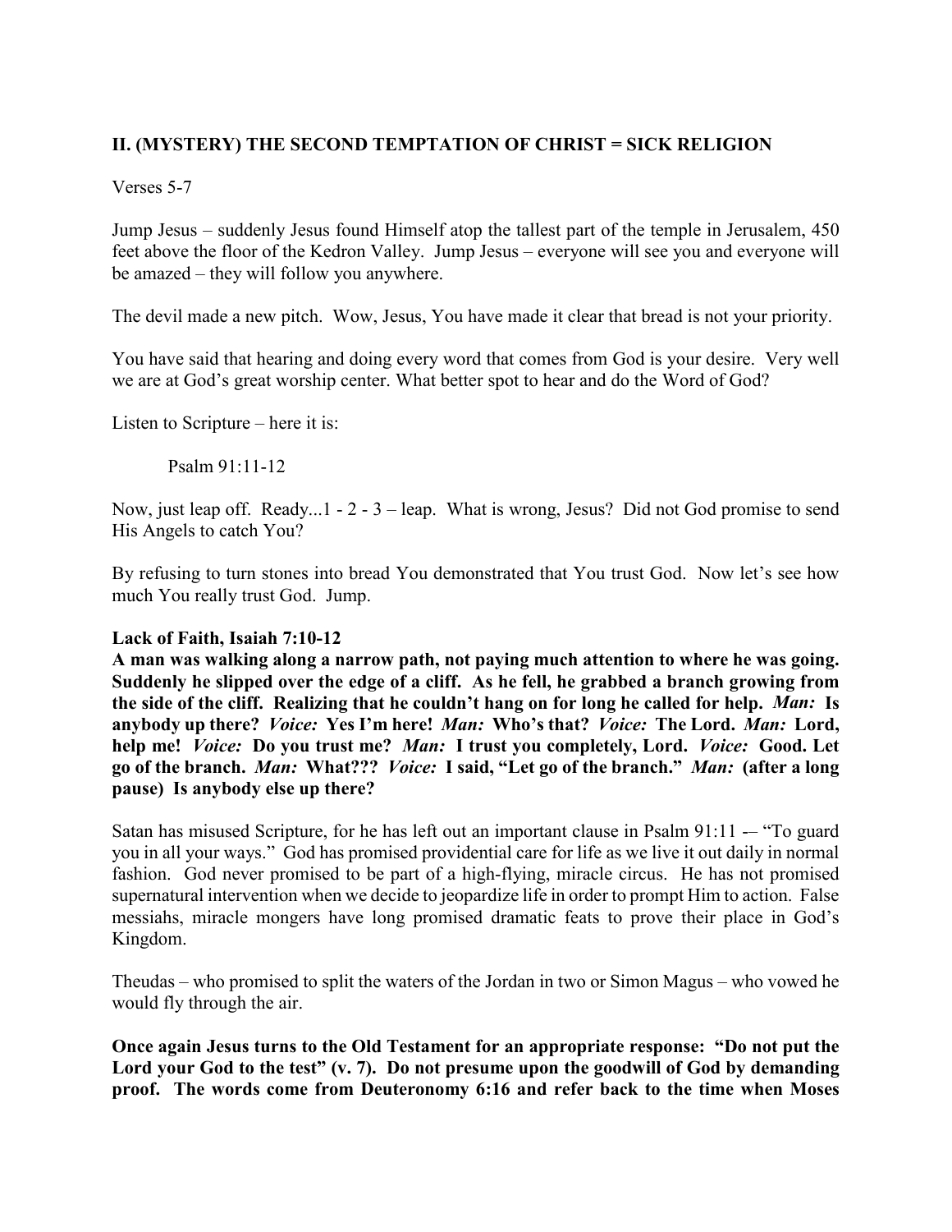## II. (MYSTERY) THE SECOND TEMPTATION OF CHRIST = SICK RELIGION

Verses 5-7

Jump Jesus – suddenly Jesus found Himself atop the tallest part of the temple in Jerusalem, 450 feet above the floor of the Kedron Valley. Jump Jesus – everyone will see you and everyone will be amazed – they will follow you anywhere.

The devil made a new pitch. Wow, Jesus, You have made it clear that bread is not your priority.

You have said that hearing and doing every word that comes from God is your desire. Very well we are at God's great worship center. What better spot to hear and do the Word of God?

Listen to Scripture – here it is:

> Psalm 91:11-12

Now, just leap off. Ready...1 - 2 - 3 – leap. What is wrong, Jesus? Did not God promise to send His Angels to catch You?

By refusing to turn stones into bread You demonstrated that You trust God. Now let's see how much You really trust God. Jump.

**Lack of Faith, Isaiah 7:10-12**
**A man was walking along a narrow path, not paying much attention to where he was going. Suddenly he slipped over the edge of a cliff. As he fell, he grabbed a branch growing from the side of the cliff. Realizing that he couldn't hang on for long he called for help. *Man:* Is anybody up there? *Voice:* Yes I'm here! *Man:* Who's that? *Voice:* The Lord. *Man:* Lord, help me! *Voice:* Do you trust me? *Man:* I trust you completely, Lord. *Voice:* Good. Let go of the branch. *Man:* What??? *Voice:* I said, "Let go of the branch." *Man:* (after a long pause) Is anybody else up there?**

Satan has misused Scripture, for he has left out an important clause in Psalm 91:11 -– "To guard you in all your ways." God has promised providential care for life as we live it out daily in normal fashion. God never promised to be part of a high-flying, miracle circus. He has not promised supernatural intervention when we decide to jeopardize life in order to prompt Him to action. False messiahs, miracle mongers have long promised dramatic feats to prove their place in God's Kingdom.

Theudas – who promised to split the waters of the Jordan in two or Simon Magus – who vowed he would fly through the air.

**Once again Jesus turns to the Old Testament for an appropriate response: "Do not put the Lord your God to the test" (v. 7). Do not presume upon the goodwill of God by demanding proof. The words come from Deuteronomy 6:16 and refer back to the time when Moses**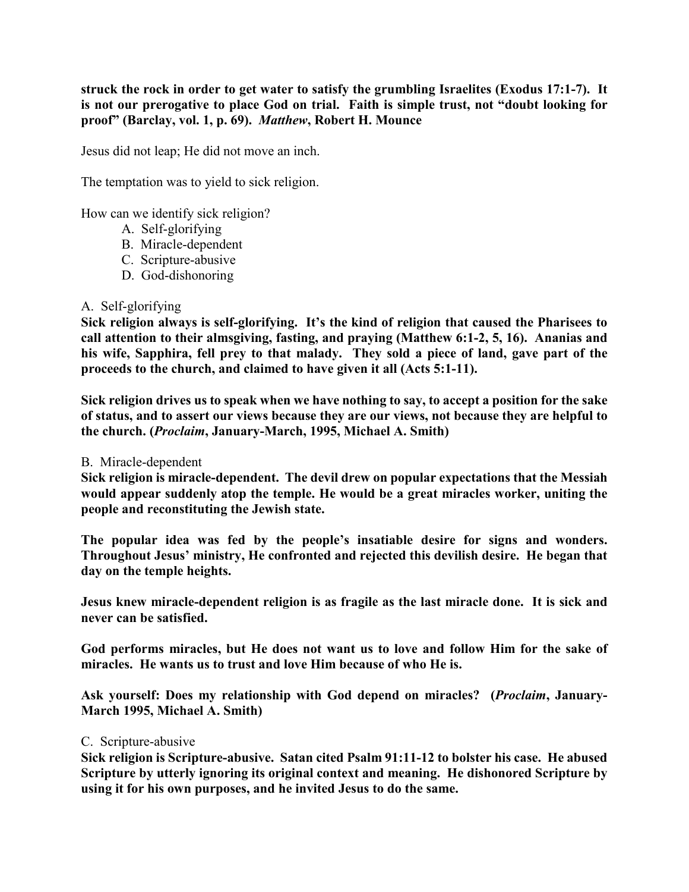**struck the rock in order to get water to satisfy the grumbling Israelites (Exodus 17:1-7). It is not our prerogative to place God on trial. Faith is simple trust, not "doubt looking for proof" (Barclay, vol. 1, p. 69).** ***Matthew*****, Robert H. Mounce**

Jesus did not leap; He did not move an inch.

The temptation was to yield to sick religion.

How can we identify sick religion?

A. Self-glorifying
B. Miracle-dependent
C. Scripture-abusive
D. God-dishonoring

A. Self-glorifying

**Sick religion always is self-glorifying. It's the kind of religion that caused the Pharisees to call attention to their almsgiving, fasting, and praying (Matthew 6:1-2, 5, 16). Ananias and his wife, Sapphira, fell prey to that malady. They sold a piece of land, gave part of the proceeds to the church, and claimed to have given it all (Acts 5:1-11).**

**Sick religion drives us to speak when we have nothing to say, to accept a position for the sake of status, and to assert our views because they are our views, not because they are helpful to the church. (*****Proclaim*****, January-March, 1995, Michael A. Smith)**

B. Miracle-dependent

**Sick religion is miracle-dependent. The devil drew on popular expectations that the Messiah would appear suddenly atop the temple. He would be a great miracles worker, uniting the people and reconstituting the Jewish state.**

**The popular idea was fed by the people's insatiable desire for signs and wonders. Throughout Jesus' ministry, He confronted and rejected this devilish desire. He began that day on the temple heights.**

**Jesus knew miracle-dependent religion is as fragile as the last miracle done. It is sick and never can be satisfied.**

**God performs miracles, but He does not want us to love and follow Him for the sake of miracles. He wants us to trust and love Him because of who He is.**

**Ask yourself: Does my relationship with God depend on miracles? (*****Proclaim*****, January-March 1995, Michael A. Smith)**

C. Scripture-abusive

**Sick religion is Scripture-abusive. Satan cited Psalm 91:11-12 to bolster his case. He abused Scripture by utterly ignoring its original context and meaning. He dishonored Scripture by using it for his own purposes, and he invited Jesus to do the same.**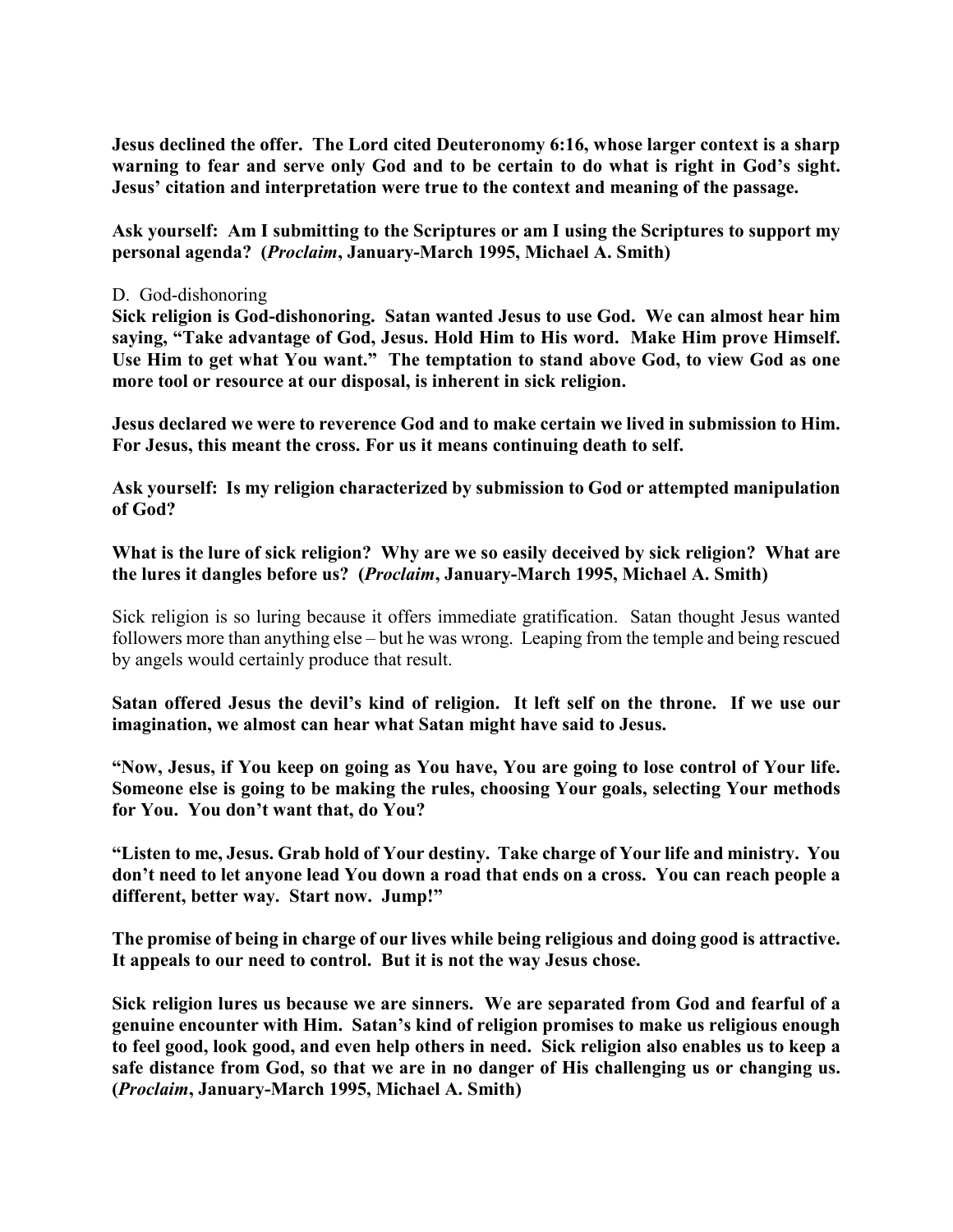**Jesus declined the offer. The Lord cited Deuteronomy 6:16, whose larger context is a sharp warning to fear and serve only God and to be certain to do what is right in God's sight. Jesus' citation and interpretation were true to the context and meaning of the passage.**

**Ask yourself: Am I submitting to the Scriptures or am I using the Scriptures to support my personal agenda? (*Proclaim*, January-March 1995, Michael A. Smith)**

D. God-dishonoring

**Sick religion is God-dishonoring. Satan wanted Jesus to use God. We can almost hear him saying, "Take advantage of God, Jesus. Hold Him to His word. Make Him prove Himself. Use Him to get what You want." The temptation to stand above God, to view God as one more tool or resource at our disposal, is inherent in sick religion.**

**Jesus declared we were to reverence God and to make certain we lived in submission to Him. For Jesus, this meant the cross. For us it means continuing death to self.**

**Ask yourself: Is my religion characterized by submission to God or attempted manipulation of God?**

**What is the lure of sick religion? Why are we so easily deceived by sick religion? What are the lures it dangles before us? (*Proclaim*, January-March 1995, Michael A. Smith)**

Sick religion is so luring because it offers immediate gratification. Satan thought Jesus wanted followers more than anything else – but he was wrong. Leaping from the temple and being rescued by angels would certainly produce that result.

**Satan offered Jesus the devil's kind of religion. It left self on the throne. If we use our imagination, we almost can hear what Satan might have said to Jesus.**

**"Now, Jesus, if You keep on going as You have, You are going to lose control of Your life. Someone else is going to be making the rules, choosing Your goals, selecting Your methods for You. You don't want that, do You?**

**"Listen to me, Jesus. Grab hold of Your destiny. Take charge of Your life and ministry. You don't need to let anyone lead You down a road that ends on a cross. You can reach people a different, better way. Start now. Jump!"**

**The promise of being in charge of our lives while being religious and doing good is attractive. It appeals to our need to control. But it is not the way Jesus chose.**

**Sick religion lures us because we are sinners. We are separated from God and fearful of a genuine encounter with Him. Satan's kind of religion promises to make us religious enough to feel good, look good, and even help others in need. Sick religion also enables us to keep a safe distance from God, so that we are in no danger of His challenging us or changing us. (*Proclaim*, January-March 1995, Michael A. Smith)**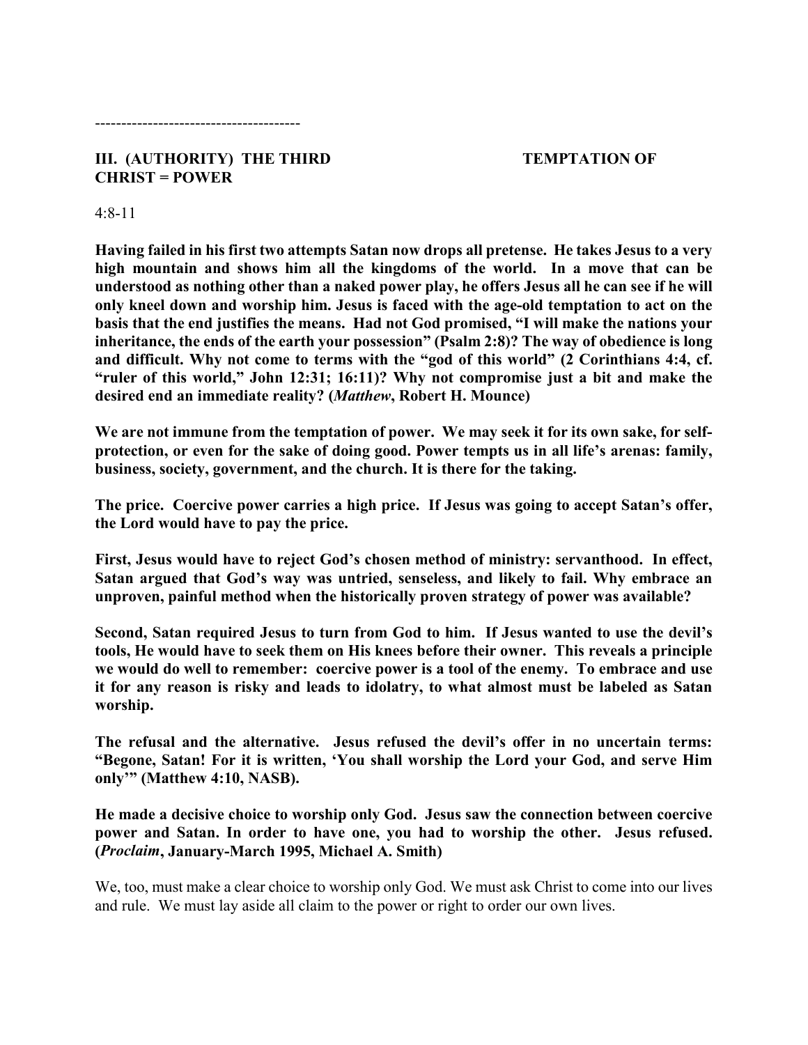---------------------------------------

## III. (AUTHORITY) THE THIRD TEMPTATION OF CHRIST = POWER

4:8-11

**Having failed in his first two attempts Satan now drops all pretense. He takes Jesus to a very high mountain and shows him all the kingdoms of the world. In a move that can be understood as nothing other than a naked power play, he offers Jesus all he can see if he will only kneel down and worship him. Jesus is faced with the age-old temptation to act on the basis that the end justifies the means. Had not God promised, "I will make the nations your inheritance, the ends of the earth your possession" (Psalm 2:8)? The way of obedience is long and difficult. Why not come to terms with the "god of this world" (2 Corinthians 4:4, cf. "ruler of this world," John 12:31; 16:11)? Why not compromise just a bit and make the desired end an immediate reality? (*Matthew*, Robert H. Mounce)**

**We are not immune from the temptation of power. We may seek it for its own sake, for self-protection, or even for the sake of doing good. Power tempts us in all life's arenas: family, business, society, government, and the church. It is there for the taking.**

**The price. Coercive power carries a high price. If Jesus was going to accept Satan's offer, the Lord would have to pay the price.**

**First, Jesus would have to reject God's chosen method of ministry: servanthood. In effect, Satan argued that God's way was untried, senseless, and likely to fail. Why embrace an unproven, painful method when the historically proven strategy of power was available?**

**Second, Satan required Jesus to turn from God to him. If Jesus wanted to use the devil's tools, He would have to seek them on His knees before their owner. This reveals a principle we would do well to remember: coercive power is a tool of the enemy. To embrace and use it for any reason is risky and leads to idolatry, to what almost must be labeled as Satan worship.**

**The refusal and the alternative. Jesus refused the devil's offer in no uncertain terms: "Begone, Satan! For it is written, 'You shall worship the Lord your God, and serve Him only'" (Matthew 4:10, NASB).**

**He made a decisive choice to worship only God. Jesus saw the connection between coercive power and Satan. In order to have one, you had to worship the other. Jesus refused. (*Proclaim*, January-March 1995, Michael A. Smith)**

We, too, must make a clear choice to worship only God. We must ask Christ to come into our lives and rule. We must lay aside all claim to the power or right to order our own lives.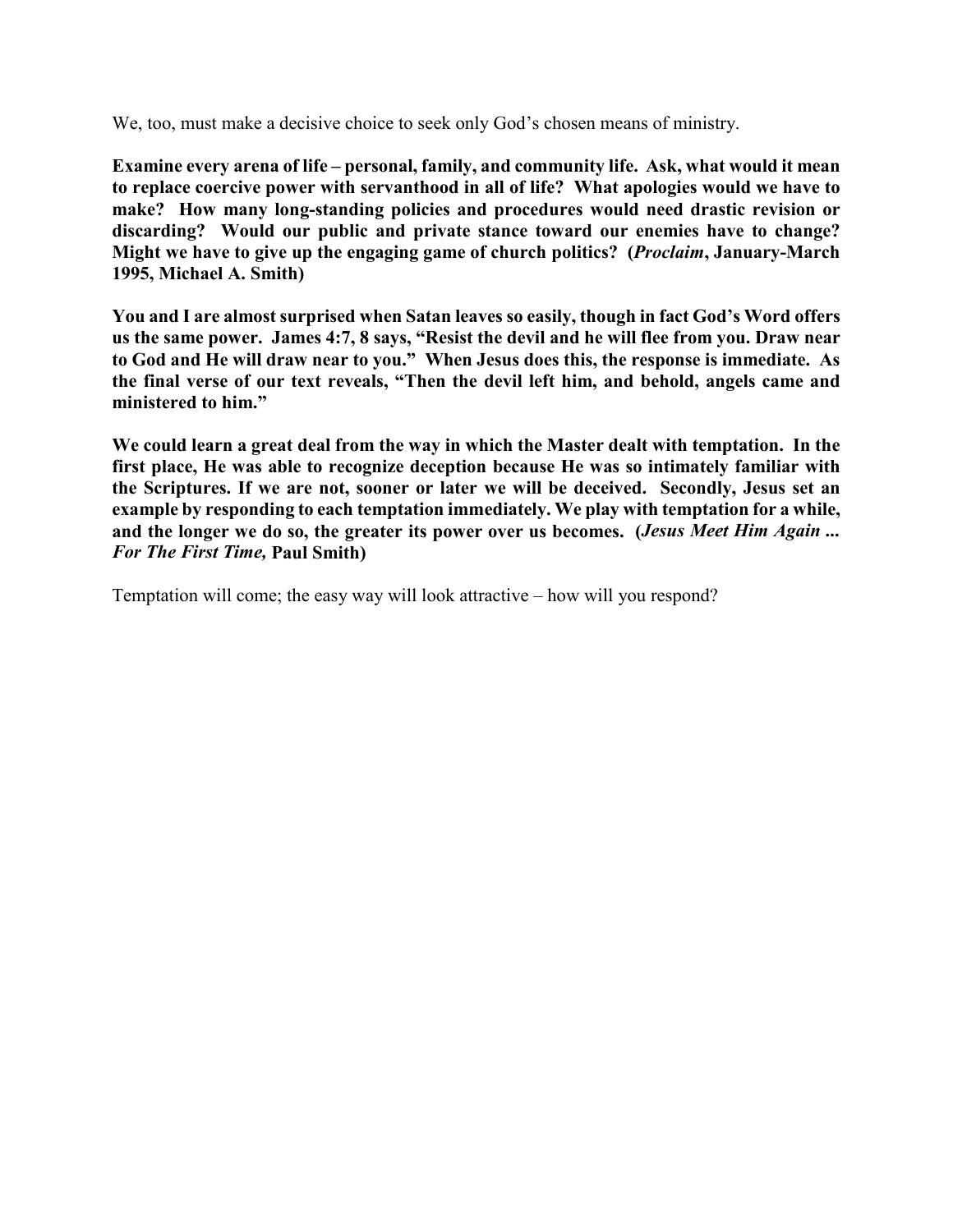We, too, must make a decisive choice to seek only God's chosen means of ministry.

**Examine every arena of life – personal, family, and community life. Ask, what would it mean to replace coercive power with servanthood in all of life? What apologies would we have to make? How many long-standing policies and procedures would need drastic revision or discarding? Would our public and private stance toward our enemies have to change? Might we have to give up the engaging game of church politics? (*Proclaim*, January-March 1995, Michael A. Smith)**

**You and I are almost surprised when Satan leaves so easily, though in fact God's Word offers us the same power. James 4:7, 8 says, "Resist the devil and he will flee from you. Draw near to God and He will draw near to you." When Jesus does this, the response is immediate. As the final verse of our text reveals, "Then the devil left him, and behold, angels came and ministered to him."**

**We could learn a great deal from the way in which the Master dealt with temptation. In the first place, He was able to recognize deception because He was so intimately familiar with the Scriptures. If we are not, sooner or later we will be deceived. Secondly, Jesus set an example by responding to each temptation immediately. We play with temptation for a while, and the longer we do so, the greater its power over us becomes. (*Jesus Meet Him Again ... For The First Time,* Paul Smith)**

Temptation will come; the easy way will look attractive – how will you respond?